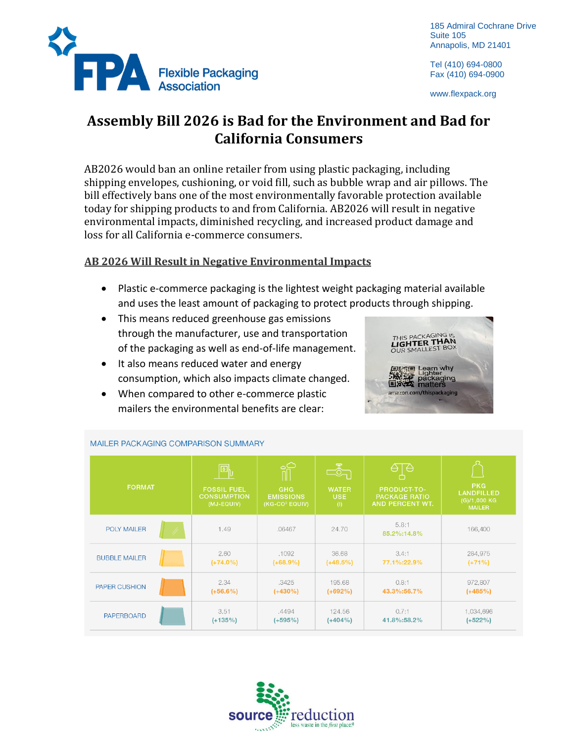**FPA** Flexible Packaging Association

185 Admiral Cochrane Drive
Suite 105
Annapolis, MD 21401

Tel (410) 694-0800
Fax (410) 694-0900

www.flexpack.org

# Assembly Bill 2026 is Bad for the Environment and Bad for California Consumers

AB2026 would ban an online retailer from using plastic packaging, including shipping envelopes, cushioning, or void fill, such as bubble wrap and air pillows. The bill effectively bans one of the most environmentally favorable protection available today for shipping products to and from California. AB2026 will result in negative environmental impacts, diminished recycling, and increased product damage and loss for all California e-commerce consumers.

## AB 2026 Will Result in Negative Environmental Impacts

- Plastic e-commerce packaging is the lightest weight packaging material available and uses the least amount of packaging to protect products through shipping.
- This means reduced greenhouse gas emissions through the manufacturer, use and transportation of the packaging as well as end-of-life management.
- It also means reduced water and energy consumption, which also impacts climate changed.
- When compared to other e-commerce plastic mailers the environmental benefits are clear:

THIS PACKAGING IS LIGHTER THAN OUR SMALLEST BOX

Learn why Lighter packaging matters

amazon.com/thispackaging

MAILER PACKAGING COMPARISON SUMMARY

| FORMAT | FOSSIL FUEL CONSUMPTION (MJ-EQUIV) | GHG EMISSIONS (KG-$CO^2$ EQUIV) | WATER USE (l) | PRODUCT-TO-PACKAGE RATIO AND PERCENT WT. | PKG LANDFILLED (G)/1,000 KG MAILER |
|---|---|---|---|---|---|
| POLY MAILER | 1.49 | .06467 | 24.70 | 5.8:1 85.2%:14.8% | 166,400 |
| BUBBLE MAILER | 2.60 (+74.0%) | .1092 (+68.9%) | 36.68 (+48.5%) | 3.4:1 77.1%:22.9% | 284,975 (+71%) |
| PAPER CUSHION | 2.34 (+56.6%) | .3425 (+430%) | 195.68 (+692%) | 0.8:1 43.3%:56.7% | 972,807 (+485%) |
| PAPERBOARD | 3.51 (+135%) | .4494 (+595%) | 124.56 (+404%) | 0.7:1 41.8%:58.2% | 1,034,696 (+522%) |

source reduction — less waste in the *first* place®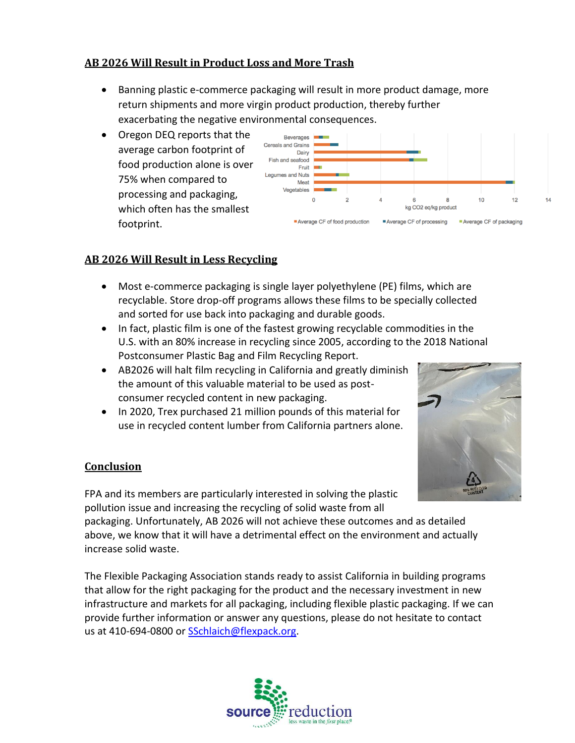## AB 2026 Will Result in Product Loss and More Trash

- Banning plastic e-commerce packaging will result in more product damage, more return shipments and more virgin product production, thereby further exacerbating the negative environmental consequences.
- Oregon DEQ reports that the average carbon footprint of food production alone is over 75% when compared to processing and packaging, which often has the smallest footprint.

Beverages
Cereals and Grains
Dairy
Fish and seafood
Fruit
Legumes and Nuts
Meat
Vegetables

0 2 4 6 8 10 12 14

kg CO2 eq/kg product

Average CF of food production
Average CF of processing
Average CF of packaging

## AB 2026 Will Result in Less Recycling

- Most e-commerce packaging is single layer polyethylene (PE) films, which are recyclable. Store drop-off programs allows these films to be specially collected and sorted for use back into packaging and durable goods.
- In fact, plastic film is one of the fastest growing recyclable commodities in the U.S. with an 80% increase in recycling since 2005, according to the 2018 National Postconsumer Plastic Bag and Film Recycling Report.
- AB2026 will halt film recycling in California and greatly diminish the amount of this valuable material to be used as post-consumer recycled content in new packaging.
- In 2020, Trex purchased 21 million pounds of this material for use in recycled content lumber from California partners alone.

## Conclusion

FPA and its members are particularly interested in solving the plastic pollution issue and increasing the recycling of solid waste from all packaging. Unfortunately, AB 2026 will not achieve these outcomes and as detailed above, we know that it will have a detrimental effect on the environment and actually increase solid waste.

The Flexible Packaging Association stands ready to assist California in building programs that allow for the right packaging for the product and the necessary investment in new infrastructure and markets for all packaging, including flexible plastic packaging. If we can provide further information or answer any questions, please do not hesitate to contact us at 410-694-0800 or SSchlaich@flexpack.org.